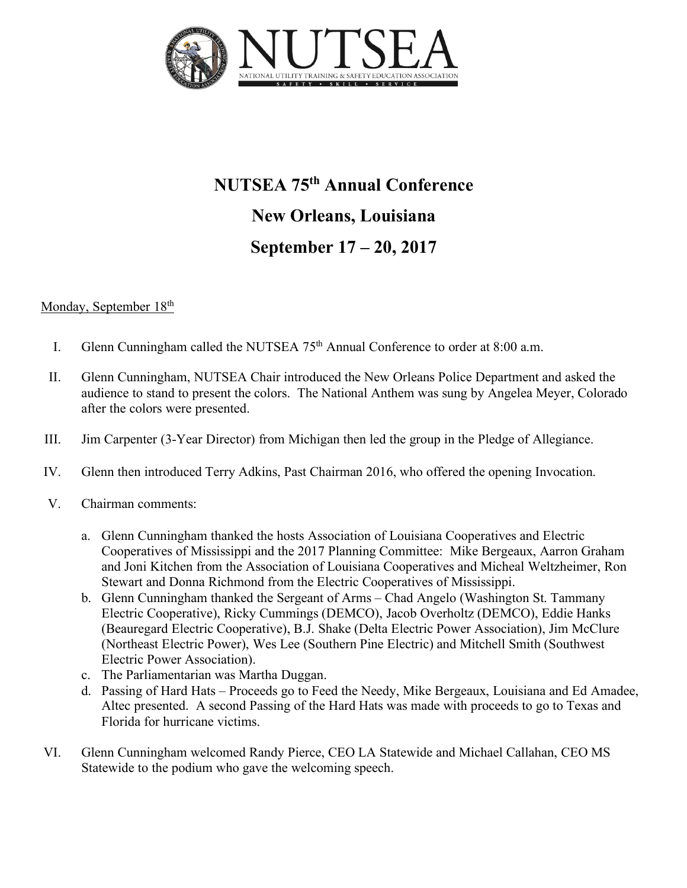NUTSEA

NATIONAL UTILITY TRAINING & SAFETY EDUCATION ASSOCIATION

SAFETY • SKILL • SERVICE

# NUTSEA 75th Annual Conference

# New Orleans, Louisiana

# September 17 – 20, 2017

Monday, September 18th

I. Glenn Cunningham called the NUTSEA 75th Annual Conference to order at 8:00 a.m.

II. Glenn Cunningham, NUTSEA Chair introduced the New Orleans Police Department and asked the audience to stand to present the colors. The National Anthem was sung by Angelea Meyer, Colorado after the colors were presented.

III. Jim Carpenter (3-Year Director) from Michigan then led the group in the Pledge of Allegiance.

IV. Glenn then introduced Terry Adkins, Past Chairman 2016, who offered the opening Invocation.

V. Chairman comments:

   a. Glenn Cunningham thanked the hosts Association of Louisiana Cooperatives and Electric Cooperatives of Mississippi and the 2017 Planning Committee: Mike Bergeaux, Aarron Graham and Joni Kitchen from the Association of Louisiana Cooperatives and Micheal Weltzheimer, Ron Stewart and Donna Richmond from the Electric Cooperatives of Mississippi.
   b. Glenn Cunningham thanked the Sergeant of Arms – Chad Angelo (Washington St. Tammany Electric Cooperative), Ricky Cummings (DEMCO), Jacob Overholtz (DEMCO), Eddie Hanks (Beauregard Electric Cooperative), B.J. Shake (Delta Electric Power Association), Jim McClure (Northeast Electric Power), Wes Lee (Southern Pine Electric) and Mitchell Smith (Southwest Electric Power Association).
   c. The Parliamentarian was Martha Duggan.
   d. Passing of Hard Hats – Proceeds go to Feed the Needy, Mike Bergeaux, Louisiana and Ed Amadee, Altec presented. A second Passing of the Hard Hats was made with proceeds to go to Texas and Florida for hurricane victims.

VI. Glenn Cunningham welcomed Randy Pierce, CEO LA Statewide and Michael Callahan, CEO MS Statewide to the podium who gave the welcoming speech.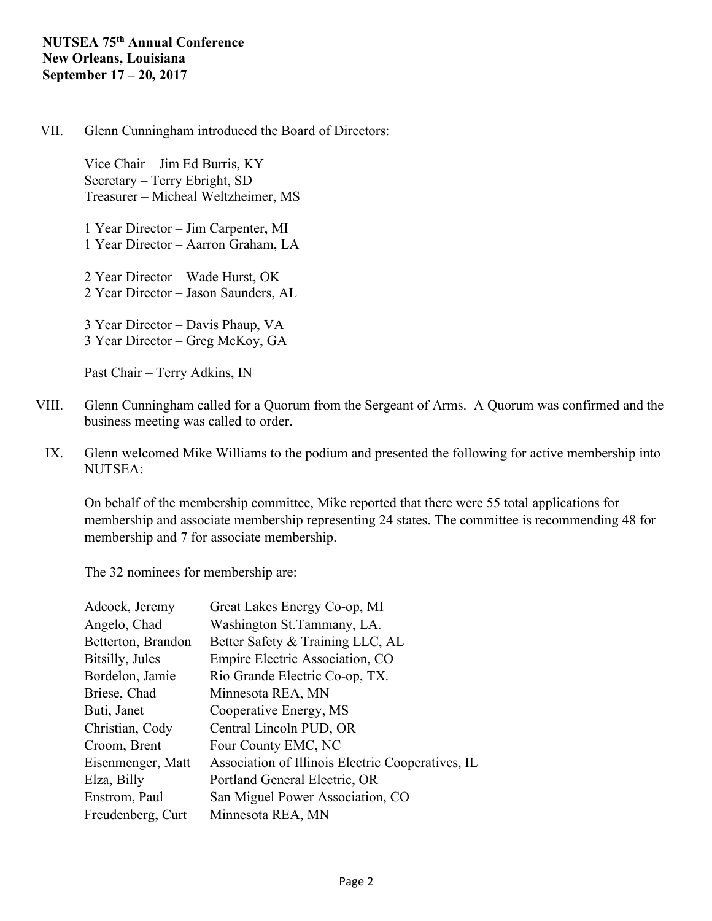VII. Glenn Cunningham introduced the Board of Directors:

Vice Chair – Jim Ed Burris, KY
Secretary – Terry Ebright, SD
Treasurer – Micheal Weltzheimer, MS

1 Year Director – Jim Carpenter, MI
1 Year Director – Aarron Graham, LA

2 Year Director – Wade Hurst, OK
2 Year Director – Jason Saunders, AL

3 Year Director – Davis Phaup, VA
3 Year Director – Greg McKoy, GA

Past Chair – Terry Adkins, IN

VIII. Glenn Cunningham called for a Quorum from the Sergeant of Arms. A Quorum was confirmed and the business meeting was called to order.

IX. Glenn welcomed Mike Williams to the podium and presented the following for active membership into NUTSEA:

On behalf of the membership committee, Mike reported that there were 55 total applications for membership and associate membership representing 24 states. The committee is recommending 48 for membership and 7 for associate membership.

The 32 nominees for membership are:

| | |
|---|---|
| Adcock, Jeremy | Great Lakes Energy Co-op, MI |
| Angelo, Chad | Washington St.Tammany, LA. |
| Betterton, Brandon | Better Safety & Training LLC, AL |
| Bitsilly, Jules | Empire Electric Association, CO |
| Bordelon, Jamie | Rio Grande Electric Co-op, TX. |
| Briese, Chad | Minnesota REA, MN |
| Buti, Janet | Cooperative Energy, MS |
| Christian, Cody | Central Lincoln PUD, OR |
| Croom, Brent | Four County EMC, NC |
| Eisenmenger, Matt | Association of Illinois Electric Cooperatives, IL |
| Elza, Billy | Portland General Electric, OR |
| Enstrom, Paul | San Miguel Power Association, CO |
| Freudenberg, Curt | Minnesota REA, MN |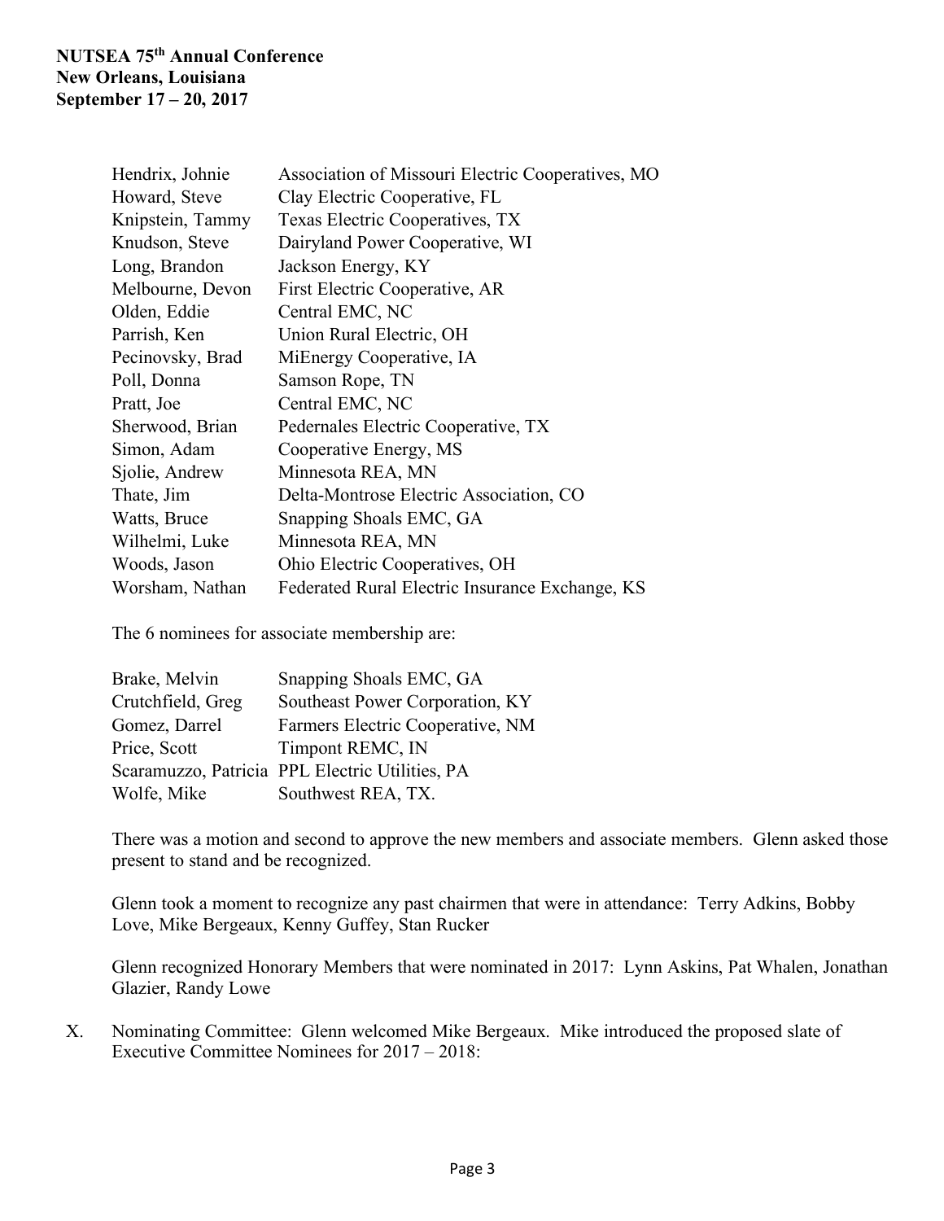| | |
|---|---|
| Hendrix, Johnie | Association of Missouri Electric Cooperatives, MO |
| Howard, Steve | Clay Electric Cooperative, FL |
| Knipstein, Tammy | Texas Electric Cooperatives, TX |
| Knudson, Steve | Dairyland Power Cooperative, WI |
| Long, Brandon | Jackson Energy, KY |
| Melbourne, Devon | First Electric Cooperative, AR |
| Olden, Eddie | Central EMC, NC |
| Parrish, Ken | Union Rural Electric, OH |
| Pecinovsky, Brad | MiEnergy Cooperative, IA |
| Poll, Donna | Samson Rope, TN |
| Pratt, Joe | Central EMC, NC |
| Sherwood, Brian | Pedernales Electric Cooperative, TX |
| Simon, Adam | Cooperative Energy, MS |
| Sjolie, Andrew | Minnesota REA, MN |
| Thate, Jim | Delta-Montrose Electric Association, CO |
| Watts, Bruce | Snapping Shoals EMC, GA |
| Wilhelmi, Luke | Minnesota REA, MN |
| Woods, Jason | Ohio Electric Cooperatives, OH |
| Worsham, Nathan | Federated Rural Electric Insurance Exchange, KS |

The 6 nominees for associate membership are:

| | |
|---|---|
| Brake, Melvin | Snapping Shoals EMC, GA |
| Crutchfield, Greg | Southeast Power Corporation, KY |
| Gomez, Darrel | Farmers Electric Cooperative, NM |
| Price, Scott | Timpont REMC, IN |
| Scaramuzzo, Patricia | PPL Electric Utilities, PA |
| Wolfe, Mike | Southwest REA, TX. |

There was a motion and second to approve the new members and associate members. Glenn asked those present to stand and be recognized.

Glenn took a moment to recognize any past chairmen that were in attendance: Terry Adkins, Bobby Love, Mike Bergeaux, Kenny Guffey, Stan Rucker

Glenn recognized Honorary Members that were nominated in 2017: Lynn Askins, Pat Whalen, Jonathan Glazier, Randy Lowe

X. Nominating Committee: Glenn welcomed Mike Bergeaux. Mike introduced the proposed slate of Executive Committee Nominees for 2017 – 2018: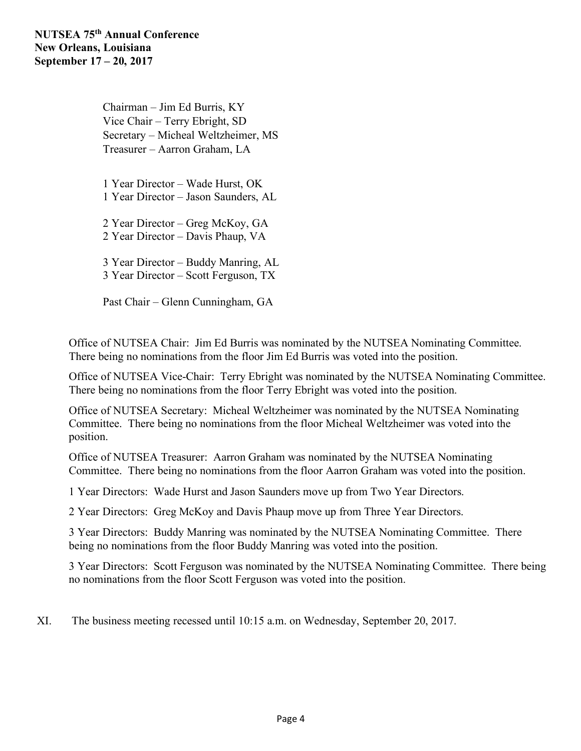Chairman – Jim Ed Burris, KY
Vice Chair – Terry Ebright, SD
Secretary – Micheal Weltzheimer, MS
Treasurer – Aarron Graham, LA

1 Year Director – Wade Hurst, OK
1 Year Director – Jason Saunders, AL

2 Year Director – Greg McKoy, GA
2 Year Director – Davis Phaup, VA

3 Year Director – Buddy Manring, AL
3 Year Director – Scott Ferguson, TX

Past Chair – Glenn Cunningham, GA

Office of NUTSEA Chair: Jim Ed Burris was nominated by the NUTSEA Nominating Committee. There being no nominations from the floor Jim Ed Burris was voted into the position.

Office of NUTSEA Vice-Chair: Terry Ebright was nominated by the NUTSEA Nominating Committee. There being no nominations from the floor Terry Ebright was voted into the position.

Office of NUTSEA Secretary: Micheal Weltzheimer was nominated by the NUTSEA Nominating Committee. There being no nominations from the floor Micheal Weltzheimer was voted into the position.

Office of NUTSEA Treasurer: Aarron Graham was nominated by the NUTSEA Nominating Committee. There being no nominations from the floor Aarron Graham was voted into the position.

1 Year Directors: Wade Hurst and Jason Saunders move up from Two Year Directors.

2 Year Directors: Greg McKoy and Davis Phaup move up from Three Year Directors.

3 Year Directors: Buddy Manring was nominated by the NUTSEA Nominating Committee. There being no nominations from the floor Buddy Manring was voted into the position.

3 Year Directors: Scott Ferguson was nominated by the NUTSEA Nominating Committee. There being no nominations from the floor Scott Ferguson was voted into the position.

XI. The business meeting recessed until 10:15 a.m. on Wednesday, September 20, 2017.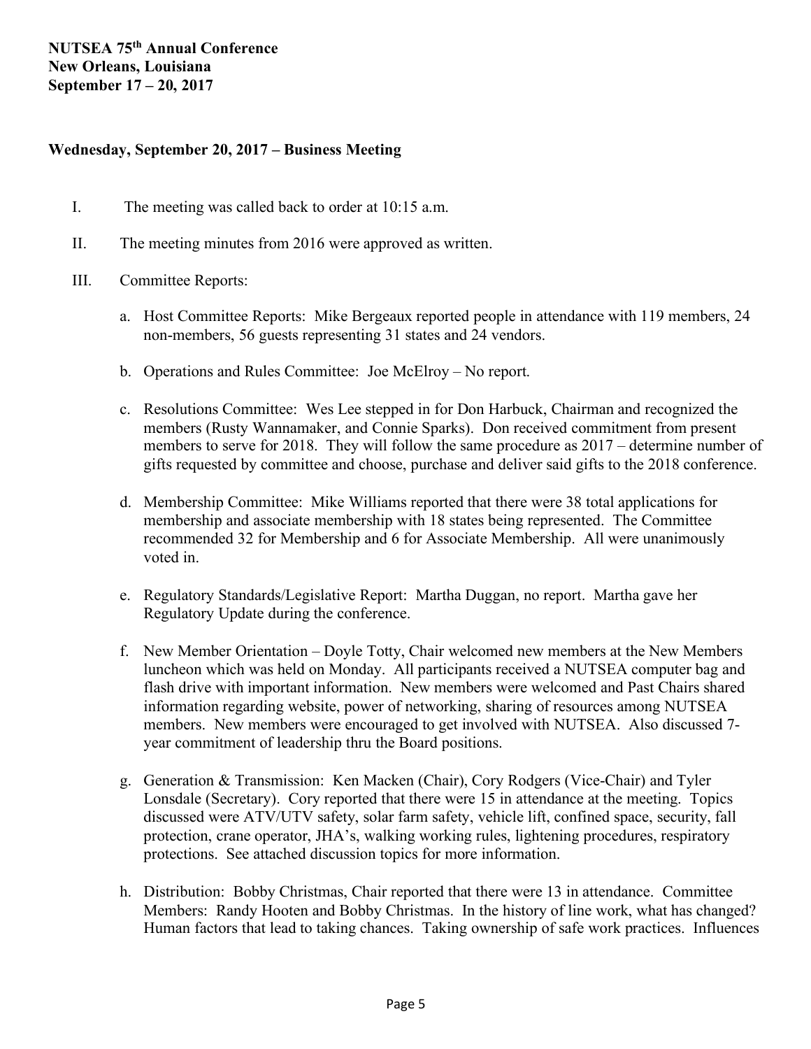**NUTSEA 75th Annual Conference**
**New Orleans, Louisiana**
**September 17 – 20, 2017**

**Wednesday, September 20, 2017 – Business Meeting**

I. The meeting was called back to order at 10:15 a.m.

II. The meeting minutes from 2016 were approved as written.

III. Committee Reports:

a. Host Committee Reports: Mike Bergeaux reported people in attendance with 119 members, 24 non-members, 56 guests representing 31 states and 24 vendors.

b. Operations and Rules Committee: Joe McElroy – No report.

c. Resolutions Committee: Wes Lee stepped in for Don Harbuck, Chairman and recognized the members (Rusty Wannamaker, and Connie Sparks). Don received commitment from present members to serve for 2018. They will follow the same procedure as 2017 – determine number of gifts requested by committee and choose, purchase and deliver said gifts to the 2018 conference.

d. Membership Committee: Mike Williams reported that there were 38 total applications for membership and associate membership with 18 states being represented. The Committee recommended 32 for Membership and 6 for Associate Membership. All were unanimously voted in.

e. Regulatory Standards/Legislative Report: Martha Duggan, no report. Martha gave her Regulatory Update during the conference.

f. New Member Orientation – Doyle Totty, Chair welcomed new members at the New Members luncheon which was held on Monday. All participants received a NUTSEA computer bag and flash drive with important information. New members were welcomed and Past Chairs shared information regarding website, power of networking, sharing of resources among NUTSEA members. New members were encouraged to get involved with NUTSEA. Also discussed 7-year commitment of leadership thru the Board positions.

g. Generation & Transmission: Ken Macken (Chair), Cory Rodgers (Vice-Chair) and Tyler Lonsdale (Secretary). Cory reported that there were 15 in attendance at the meeting. Topics discussed were ATV/UTV safety, solar farm safety, vehicle lift, confined space, security, fall protection, crane operator, JHA's, walking working rules, lightening procedures, respiratory protections. See attached discussion topics for more information.

h. Distribution: Bobby Christmas, Chair reported that there were 13 in attendance. Committee Members: Randy Hooten and Bobby Christmas. In the history of line work, what has changed? Human factors that lead to taking chances. Taking ownership of safe work practices. Influences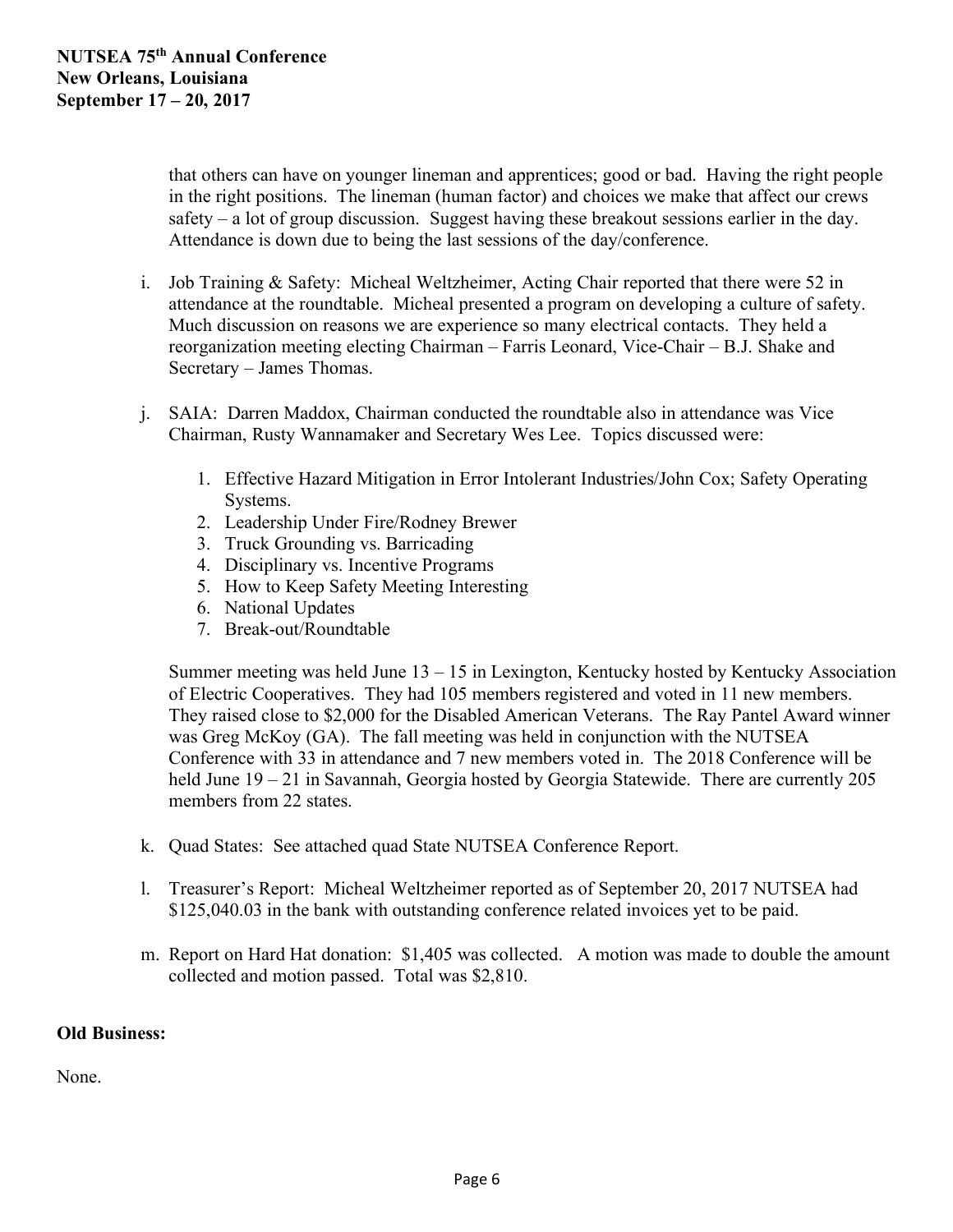that others can have on younger lineman and apprentices; good or bad. Having the right people in the right positions. The lineman (human factor) and choices we make that affect our crews safety – a lot of group discussion. Suggest having these breakout sessions earlier in the day. Attendance is down due to being the last sessions of the day/conference.

i. Job Training & Safety: Micheal Weltzheimer, Acting Chair reported that there were 52 in attendance at the roundtable. Micheal presented a program on developing a culture of safety. Much discussion on reasons we are experience so many electrical contacts. They held a reorganization meeting electing Chairman – Farris Leonard, Vice-Chair – B.J. Shake and Secretary – James Thomas.

j. SAIA: Darren Maddox, Chairman conducted the roundtable also in attendance was Vice Chairman, Rusty Wannamaker and Secretary Wes Lee. Topics discussed were:

   1. Effective Hazard Mitigation in Error Intolerant Industries/John Cox; Safety Operating Systems.
   2. Leadership Under Fire/Rodney Brewer
   3. Truck Grounding vs. Barricading
   4. Disciplinary vs. Incentive Programs
   5. How to Keep Safety Meeting Interesting
   6. National Updates
   7. Break-out/Roundtable

   Summer meeting was held June 13 – 15 in Lexington, Kentucky hosted by Kentucky Association of Electric Cooperatives. They had 105 members registered and voted in 11 new members. They raised close to $2,000 for the Disabled American Veterans. The Ray Pantel Award winner was Greg McKoy (GA). The fall meeting was held in conjunction with the NUTSEA Conference with 33 in attendance and 7 new members voted in. The 2018 Conference will be held June 19 – 21 in Savannah, Georgia hosted by Georgia Statewide. There are currently 205 members from 22 states.

k. Quad States: See attached quad State NUTSEA Conference Report.

l. Treasurer's Report: Micheal Weltzheimer reported as of September 20, 2017 NUTSEA had $125,040.03 in the bank with outstanding conference related invoices yet to be paid.

m. Report on Hard Hat donation: $1,405 was collected. A motion was made to double the amount collected and motion passed. Total was $2,810.

**Old Business:**

None.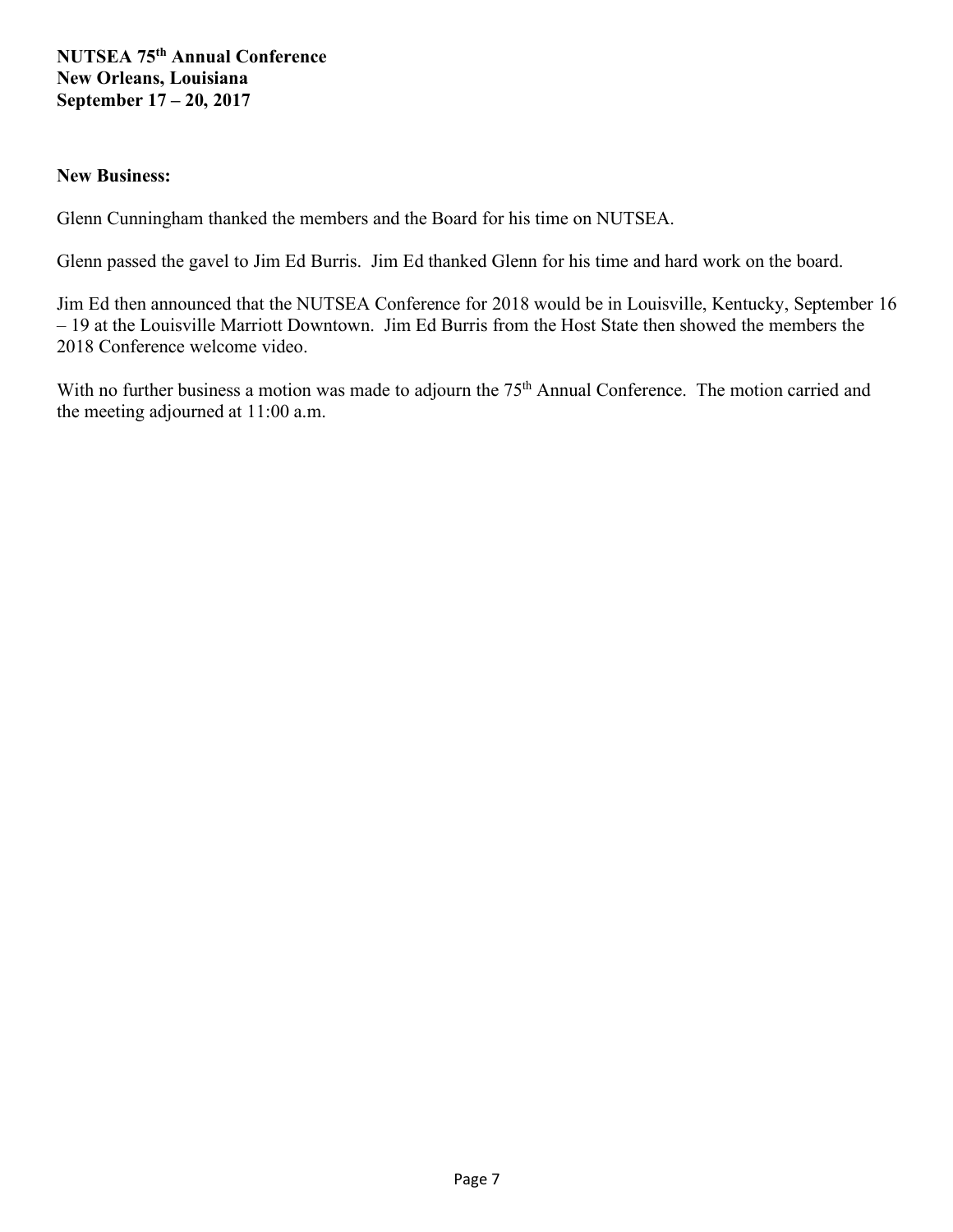**New Business:**

Glenn Cunningham thanked the members and the Board for his time on NUTSEA.

Glenn passed the gavel to Jim Ed Burris. Jim Ed thanked Glenn for his time and hard work on the board.

Jim Ed then announced that the NUTSEA Conference for 2018 would be in Louisville, Kentucky, September 16 – 19 at the Louisville Marriott Downtown. Jim Ed Burris from the Host State then showed the members the 2018 Conference welcome video.

With no further business a motion was made to adjourn the 75th Annual Conference. The motion carried and the meeting adjourned at 11:00 a.m.